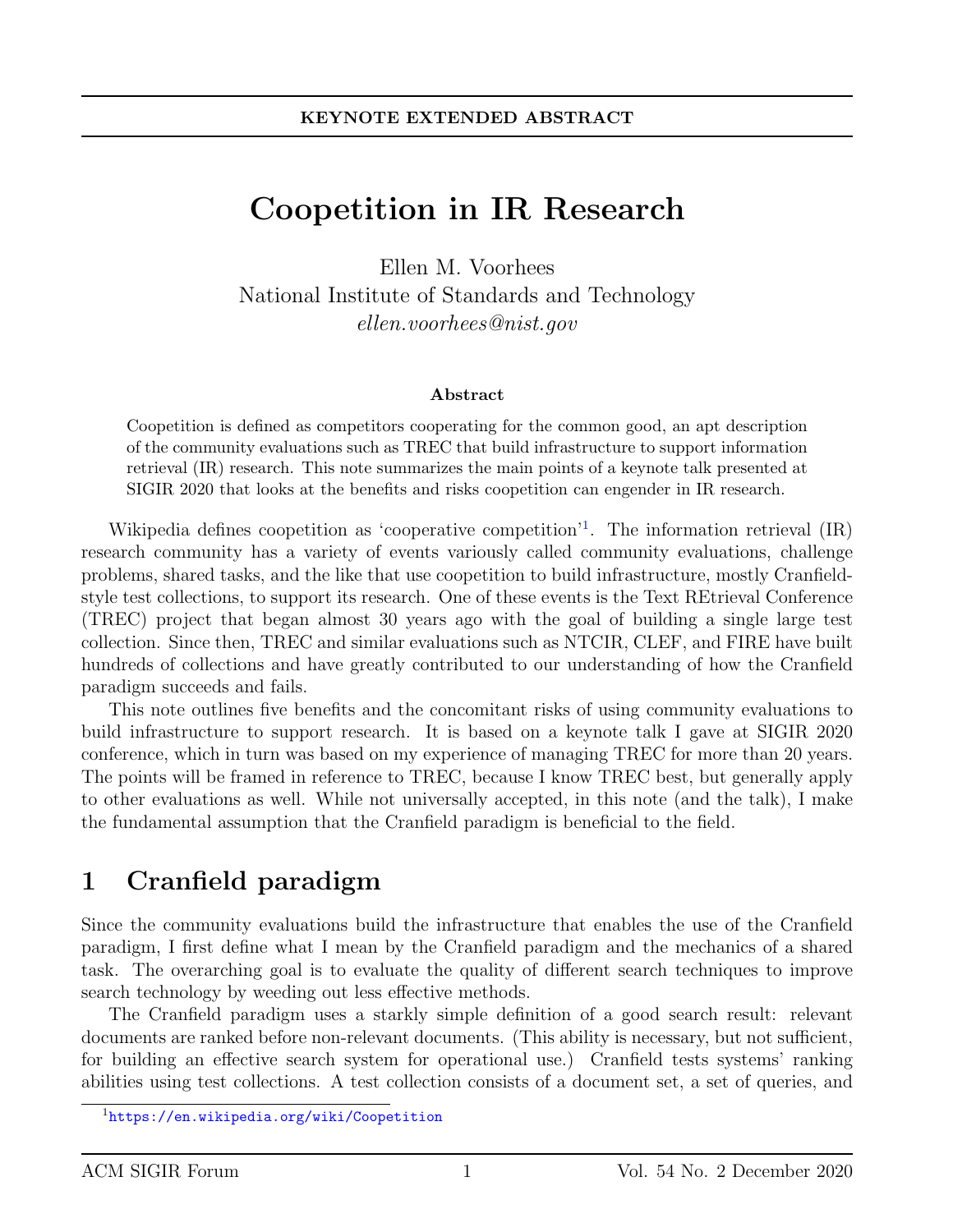KEYNOTE EXTENDED ABSTRACT

# Coopetition in IR Research

Ellen M. Voorhees
National Institute of Standards and Technology
*ellen.voorhees@nist.gov*

### Abstract

Coopetition is defined as competitors cooperating for the common good, an apt description of the community evaluations such as TREC that build infrastructure to support information retrieval (IR) research. This note summarizes the main points of a keynote talk presented at SIGIR 2020 that looks at the benefits and risks coopetition can engender in IR research.

Wikipedia defines coopetition as 'cooperative competition'[1]. The information retrieval (IR) research community has a variety of events variously called community evaluations, challenge problems, shared tasks, and the like that use coopetition to build infrastructure, mostly Cranfield-style test collections, to support its research. One of these events is the Text REtrieval Conference (TREC) project that began almost 30 years ago with the goal of building a single large test collection. Since then, TREC and similar evaluations such as NTCIR, CLEF, and FIRE have built hundreds of collections and have greatly contributed to our understanding of how the Cranfield paradigm succeeds and fails.

This note outlines five benefits and the concomitant risks of using community evaluations to build infrastructure to support research. It is based on a keynote talk I gave at SIGIR 2020 conference, which in turn was based on my experience of managing TREC for more than 20 years. The points will be framed in reference to TREC, because I know TREC best, but generally apply to other evaluations as well. While not universally accepted, in this note (and the talk), I make the fundamental assumption that the Cranfield paradigm is beneficial to the field.

## 1 Cranfield paradigm

Since the community evaluations build the infrastructure that enables the use of the Cranfield paradigm, I first define what I mean by the Cranfield paradigm and the mechanics of a shared task. The overarching goal is to evaluate the quality of different search techniques to improve search technology by weeding out less effective methods.

The Cranfield paradigm uses a starkly simple definition of a good search result: relevant documents are ranked before non-relevant documents. (This ability is necessary, but not sufficient, for building an effective search system for operational use.) Cranfield tests systems' ranking abilities using test collections. A test collection consists of a document set, a set of queries, and

[1] https://en.wikipedia.org/wiki/Coopetition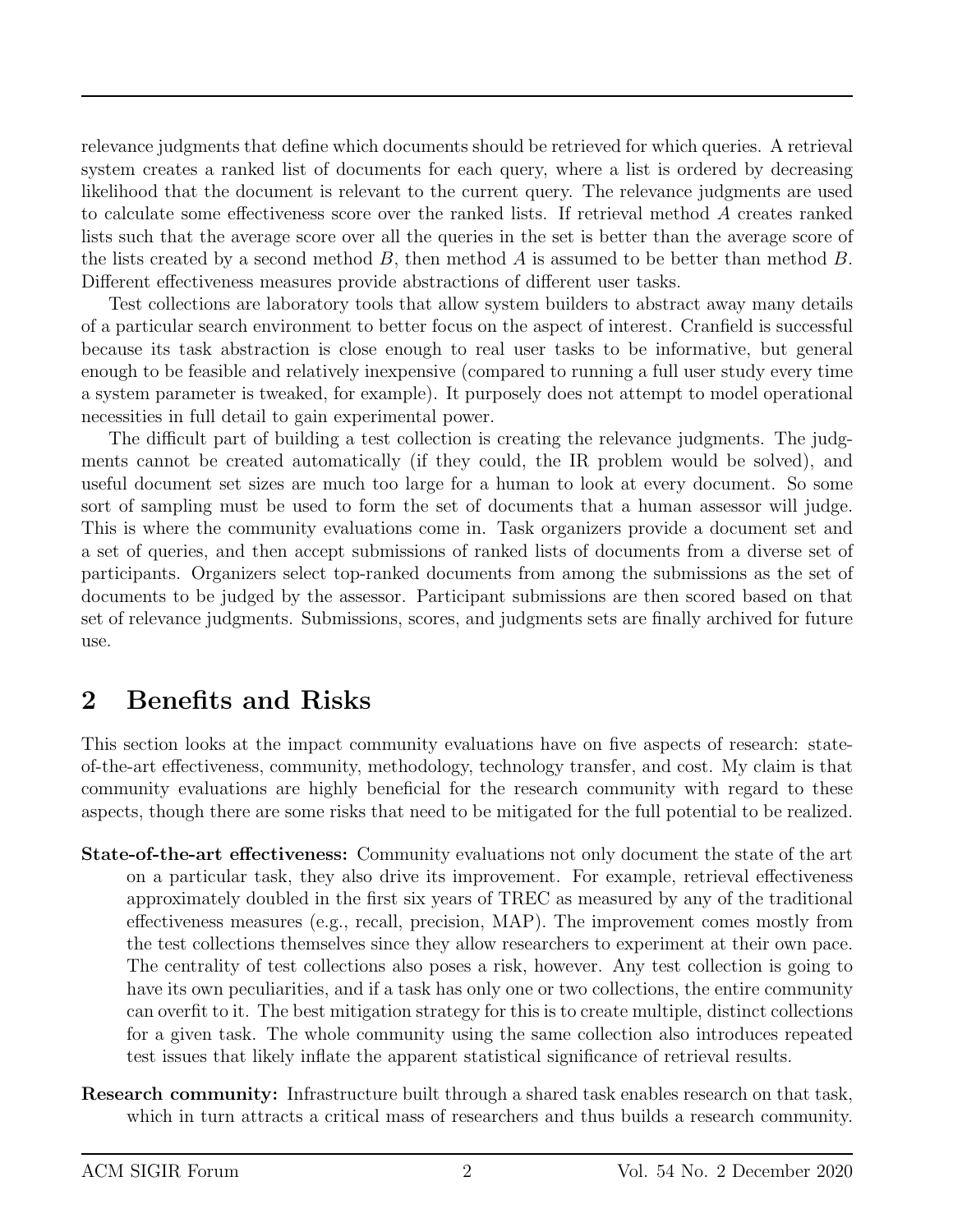relevance judgments that define which documents should be retrieved for which queries. A retrieval system creates a ranked list of documents for each query, where a list is ordered by decreasing likelihood that the document is relevant to the current query. The relevance judgments are used to calculate some effectiveness score over the ranked lists. If retrieval method $A$ creates ranked lists such that the average score over all the queries in the set is better than the average score of the lists created by a second method $B$, then method $A$ is assumed to be better than method $B$. Different effectiveness measures provide abstractions of different user tasks.

Test collections are laboratory tools that allow system builders to abstract away many details of a particular search environment to better focus on the aspect of interest. Cranfield is successful because its task abstraction is close enough to real user tasks to be informative, but general enough to be feasible and relatively inexpensive (compared to running a full user study every time a system parameter is tweaked, for example). It purposely does not attempt to model operational necessities in full detail to gain experimental power.

The difficult part of building a test collection is creating the relevance judgments. The judgments cannot be created automatically (if they could, the IR problem would be solved), and useful document set sizes are much too large for a human to look at every document. So some sort of sampling must be used to form the set of documents that a human assessor will judge. This is where the community evaluations come in. Task organizers provide a document set and a set of queries, and then accept submissions of ranked lists of documents from a diverse set of participants. Organizers select top-ranked documents from among the submissions as the set of documents to be judged by the assessor. Participant submissions are then scored based on that set of relevance judgments. Submissions, scores, and judgments sets are finally archived for future use.

## 2 Benefits and Risks

This section looks at the impact community evaluations have on five aspects of research: state-of-the-art effectiveness, community, methodology, technology transfer, and cost. My claim is that community evaluations are highly beneficial for the research community with regard to these aspects, though there are some risks that need to be mitigated for the full potential to be realized.

**State-of-the-art effectiveness:** Community evaluations not only document the state of the art on a particular task, they also drive its improvement. For example, retrieval effectiveness approximately doubled in the first six years of TREC as measured by any of the traditional effectiveness measures (e.g., recall, precision, MAP). The improvement comes mostly from the test collections themselves since they allow researchers to experiment at their own pace. The centrality of test collections also poses a risk, however. Any test collection is going to have its own peculiarities, and if a task has only one or two collections, the entire community can overfit to it. The best mitigation strategy for this is to create multiple, distinct collections for a given task. The whole community using the same collection also introduces repeated test issues that likely inflate the apparent statistical significance of retrieval results.

**Research community:** Infrastructure built through a shared task enables research on that task, which in turn attracts a critical mass of researchers and thus builds a research community.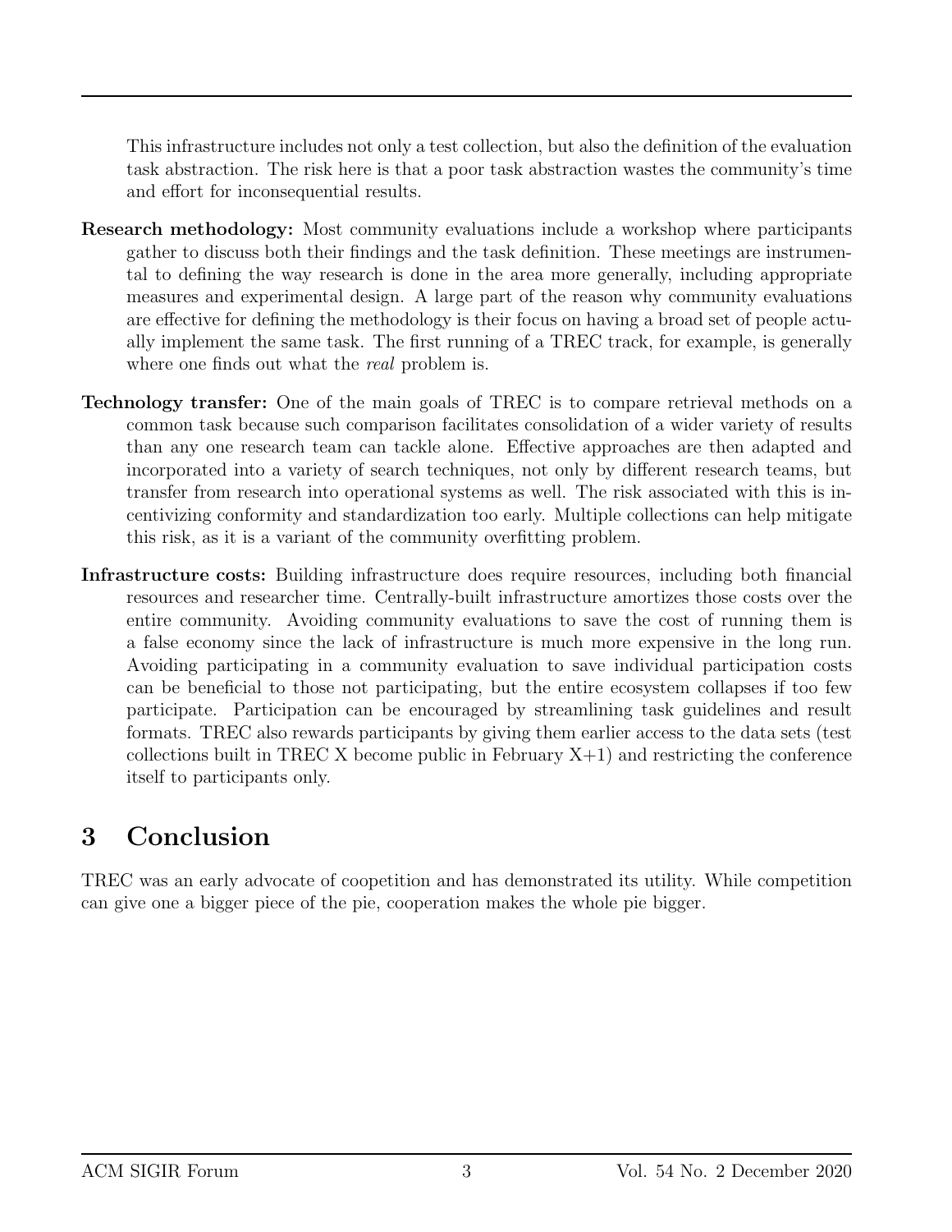This infrastructure includes not only a test collection, but also the definition of the evaluation task abstraction. The risk here is that a poor task abstraction wastes the community's time and effort for inconsequential results.

**Research methodology:** Most community evaluations include a workshop where participants gather to discuss both their findings and the task definition. These meetings are instrumental to defining the way research is done in the area more generally, including appropriate measures and experimental design. A large part of the reason why community evaluations are effective for defining the methodology is their focus on having a broad set of people actually implement the same task. The first running of a TREC track, for example, is generally where one finds out what the *real* problem is.

**Technology transfer:** One of the main goals of TREC is to compare retrieval methods on a common task because such comparison facilitates consolidation of a wider variety of results than any one research team can tackle alone. Effective approaches are then adapted and incorporated into a variety of search techniques, not only by different research teams, but transfer from research into operational systems as well. The risk associated with this is incentivizing conformity and standardization too early. Multiple collections can help mitigate this risk, as it is a variant of the community overfitting problem.

**Infrastructure costs:** Building infrastructure does require resources, including both financial resources and researcher time. Centrally-built infrastructure amortizes those costs over the entire community. Avoiding community evaluations to save the cost of running them is a false economy since the lack of infrastructure is much more expensive in the long run. Avoiding participating in a community evaluation to save individual participation costs can be beneficial to those not participating, but the entire ecosystem collapses if too few participate. Participation can be encouraged by streamlining task guidelines and result formats. TREC also rewards participants by giving them earlier access to the data sets (test collections built in TREC X become public in February X+1) and restricting the conference itself to participants only.

## 3 Conclusion

TREC was an early advocate of coopetition and has demonstrated its utility. While competition can give one a bigger piece of the pie, cooperation makes the whole pie bigger.